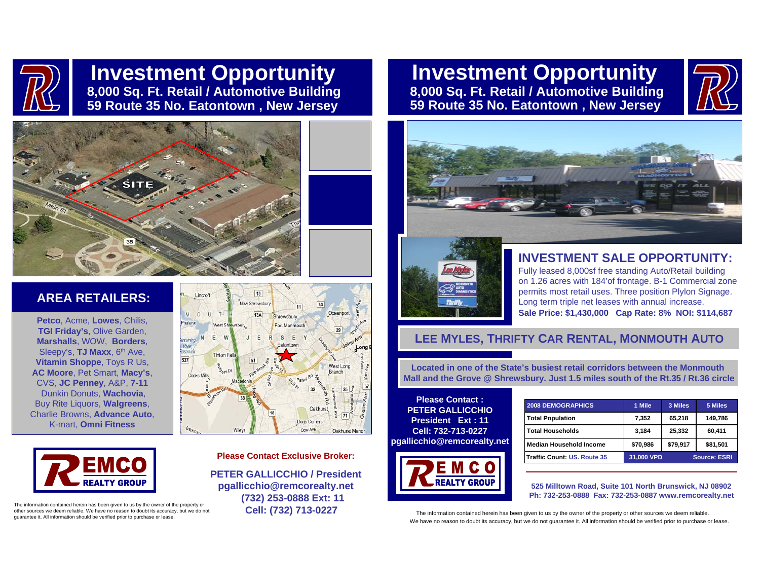# Investment Opportunity

**8,000 Sq. Ft. Retail / Automotive Building**
**59 Route 35 No. Eatontown , New Jersey**

## AREA RETAILERS:

**Petco**, Acme, **Lowes**, Chilis, **TGI Friday's**, Olive Garden, **Marshalls**, WOW, **Borders**, Sleepy's, **TJ Maxx**, 6th Ave, **Vitamin Shoppe**, Toys R Us, **AC Moore**, Pet Smart, **Macy's**, CVS, **JC Penney**, A&P, **7-11** Dunkin Donuts, **Wachovia**, Buy Rite Liquors, **Walgreens**, Charlie Browns, **Advance Auto**, K-mart, **Omni Fitness**

**Please Contact Exclusive Broker:**

**PETER GALLICCHIO / President**
**pgallicchio@remcorealty.net**
**(732) 253-0888 Ext: 11**
**Cell: (732) 713-0227**

The information contained herein has been given to us by the owner of the property or other sources we deem reliable. We have no reason to doubt its accuracy, but we do not guarantee it. All information should be verified prior to purchase or lease.

# Investment Opportunity

**8,000 Sq. Ft. Retail / Automotive Building**
**59 Route 35 No. Eatontown , New Jersey**

## INVESTMENT SALE OPPORTUNITY:

Fully leased 8,000sf free standing Auto/Retail building on 1.26 acres with 184'of frontage. B-1 Commercial zone permits most retail uses. Three position Plylon Signage. Long term triple net leases with annual increase.
**Sale Price: $1,430,000 Cap Rate: 8% NOI: $114,687**

## LEE MYLES, THRIFTY CAR RENTAL, MONMOUTH AUTO

**Located in one of the State's busiest retail corridors between the Monmouth Mall and the Grove @ Shrewsbury. Just 1.5 miles south of the Rt.35 / Rt.36 circle**

**Please Contact :**
**PETER GALLICCHIO**
**President Ext : 11**
**Cell: 732-713-0227**
**pgallicchio@remcorealty.net**

| 2008 DEMOGRAPHICS | 1 Mile | 3 Miles | 5 Miles |
|---|---|---|---|
| Total Population | 7,352 | 65,218 | 149,786 |
| Total Households | 3,184 | 25,332 | 60,411 |
| Median Household Income | $70,986 | $79,917 | $81,501 |
| Traffic Count: US. Route 35 | 31,000 VPD | | Source: ESRI |

**525 Milltown Road, Suite 101 North Brunswick, NJ 08902**
**Ph: 732-253-0888 Fax: 732-253-0887 www.remcorealty.net**

The information contained herein has been given to us by the owner of the property or other sources we deem reliable. We have no reason to doubt its accuracy, but we do not guarantee it. All information should be verified prior to purchase or lease.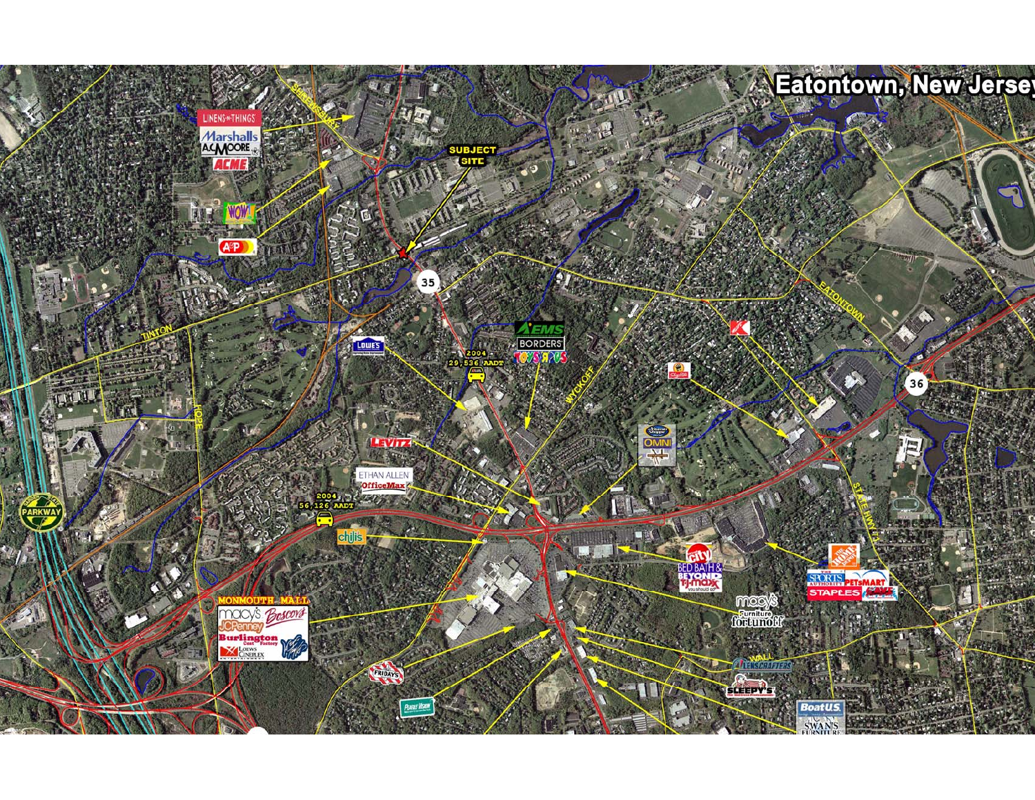# Eatontown, New Jersey

SUBJECT SITE

LINENS-N-THINGS
Marshalls
A.C. MOORE
ACME
WOW!
A&P
LOWE'S
LEVITZ
ETHAN ALLEN
OfficeMax
chili's
EMS
BORDERS
TOYS"R"US
OMNI
ShopRite
K
Circuit City
BED BATH & BEYOND
T.J. maxx
macy's Furniture
fortunoff
THE HOME DEPOT
THE SPORTS AUTHORITY
PETsMART
STAPLES
LENSCRAFTERS
SLEEPY'S
BoatU.S.
SWANS FURNITURE
FRIDAYS
Pearle Vision

MONMOUTH MALL
macy's
Boscov's
JCPenney
Burlington Coat Factory
LOEWS CINEPLEX

2004
29,536 AADT

2004
56,126 AADT

35
36
PARKWAY

SHREWSBURY
TINTON
HOPE
WYCKOFF
EATONTOWN
STATE HWY 71